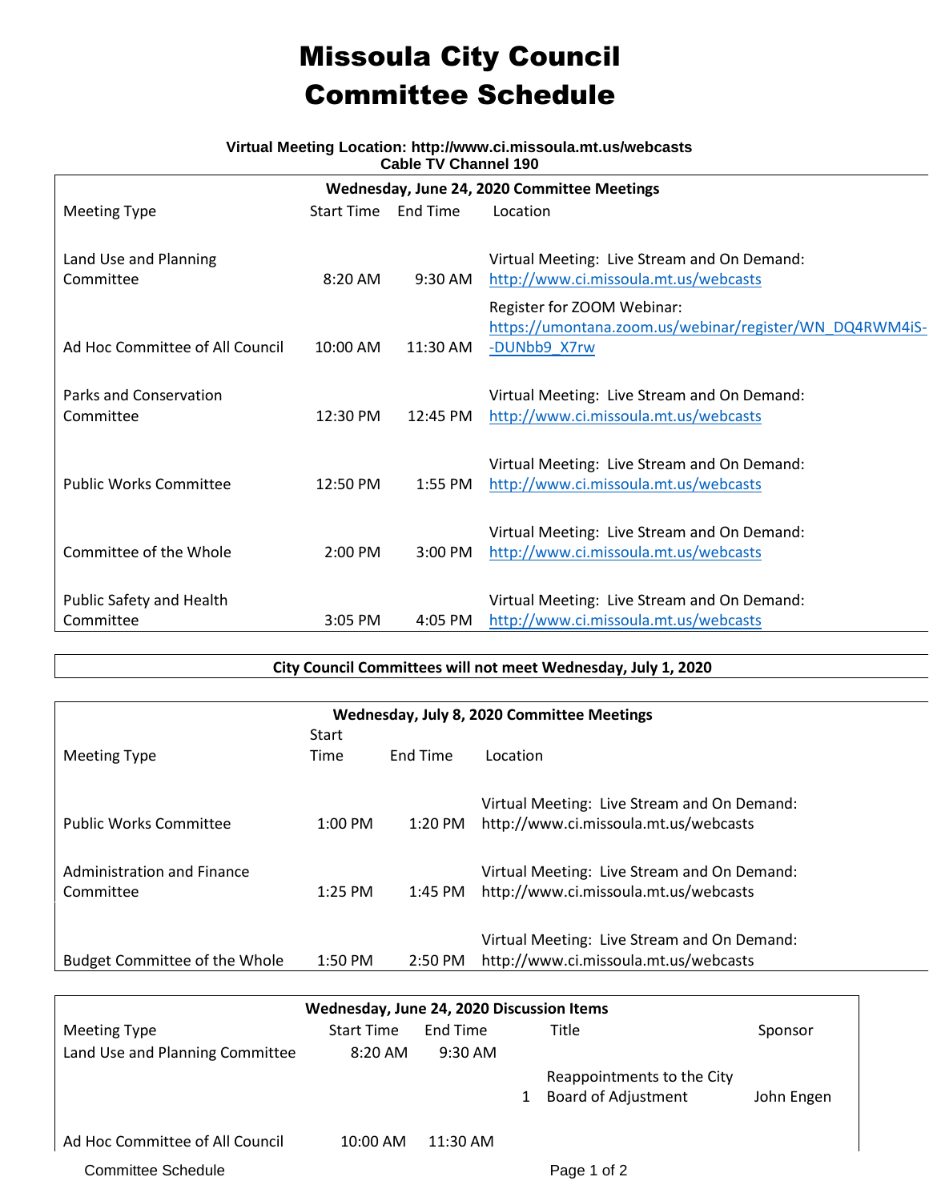# Missoula City Council
# Committee Schedule

**Virtual Meeting Location: http://www.ci.missoula.mt.us/webcasts**
**Cable TV Channel 190**

| **Wednesday, June 24, 2020 Committee Meetings** | | | |
|---|---|---|---|
| Meeting Type | Start Time | End Time | Location |
| Land Use and Planning Committee | 8:20 AM | 9:30 AM | Virtual Meeting: Live Stream and On Demand: http://www.ci.missoula.mt.us/webcasts |
| Ad Hoc Committee of All Council | 10:00 AM | 11:30 AM | Register for ZOOM Webinar: https://umontana.zoom.us/webinar/register/WN_DQ4RWM4iS--DUNbb9_X7rw |
| Parks and Conservation Committee | 12:30 PM | 12:45 PM | Virtual Meeting: Live Stream and On Demand: http://www.ci.missoula.mt.us/webcasts |
| Public Works Committee | 12:50 PM | 1:55 PM | Virtual Meeting: Live Stream and On Demand: http://www.ci.missoula.mt.us/webcasts |
| Committee of the Whole | 2:00 PM | 3:00 PM | Virtual Meeting: Live Stream and On Demand: http://www.ci.missoula.mt.us/webcasts |
| Public Safety and Health Committee | 3:05 PM | 4:05 PM | Virtual Meeting: Live Stream and On Demand: http://www.ci.missoula.mt.us/webcasts |

**City Council Committees will not meet Wednesday, July 1, 2020**

| **Wednesday, July 8, 2020 Committee Meetings** | | | |
|---|---|---|---|
| Meeting Type | Start Time | End Time | Location |
| Public Works Committee | 1:00 PM | 1:20 PM | Virtual Meeting: Live Stream and On Demand: http://www.ci.missoula.mt.us/webcasts |
| Administration and Finance Committee | 1:25 PM | 1:45 PM | Virtual Meeting: Live Stream and On Demand: http://www.ci.missoula.mt.us/webcasts |
| Budget Committee of the Whole | 1:50 PM | 2:50 PM | Virtual Meeting: Live Stream and On Demand: http://www.ci.missoula.mt.us/webcasts |

| **Wednesday, June 24, 2020 Discussion Items** | | | | | |
|---|---|---|---|---|---|
| Meeting Type | Start Time | End Time | | Title | Sponsor |
| Land Use and Planning Committee | 8:20 AM | 9:30 AM | | | |
| | | | 1 | Reappointments to the City Board of Adjustment | John Engen |
| Ad Hoc Committee of All Council | 10:00 AM | 11:30 AM | | | |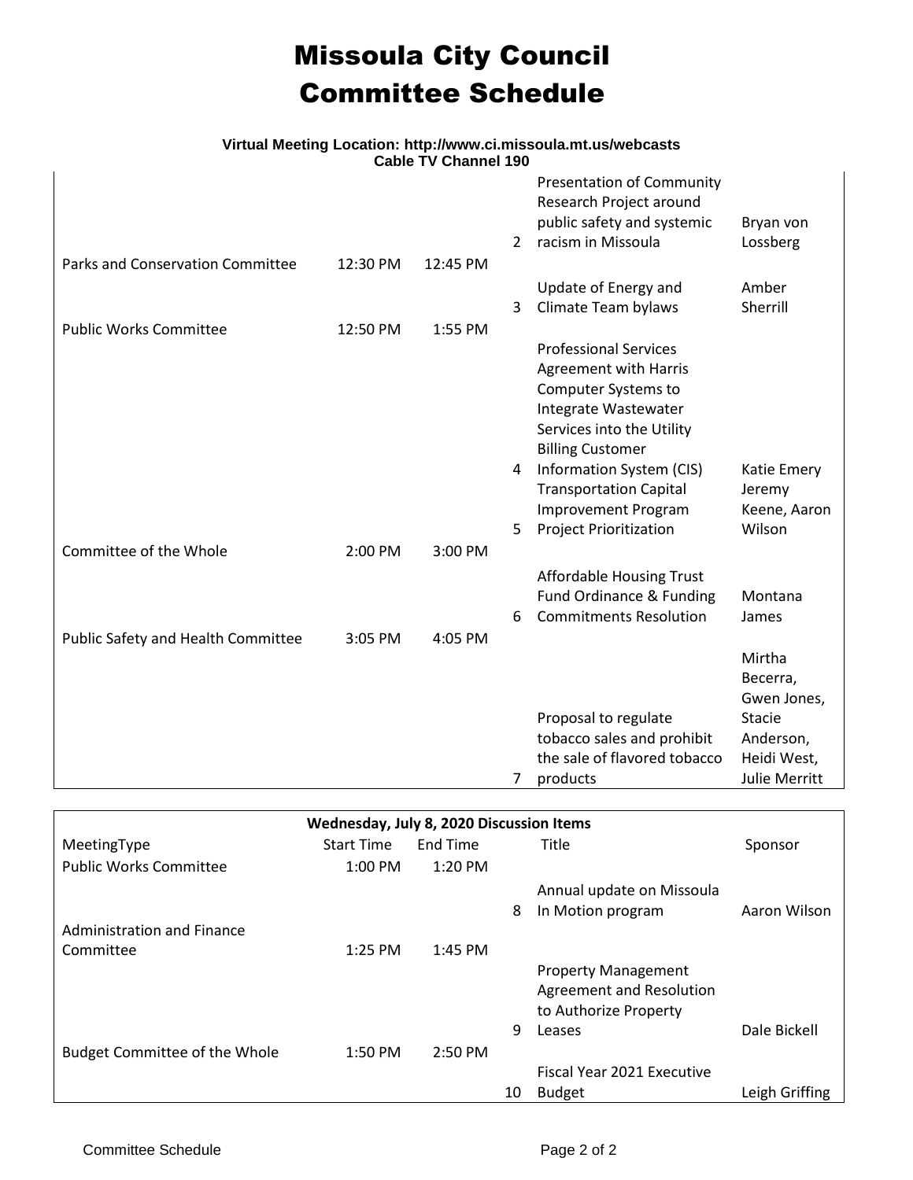# Missoula City Council
# Committee Schedule

**Virtual Meeting Location: http://www.ci.missoula.mt.us/webcasts**
**Cable TV Channel 190**

| | | | | | |
|---|---|---|---|---|---|
| | | | 2 | Presentation of Community Research Project around public safety and systemic racism in Missoula | Bryan von Lossberg |
| Parks and Conservation Committee | 12:30 PM | 12:45 PM | | | |
| | | | 3 | Update of Energy and Climate Team bylaws | Amber Sherrill |
| Public Works Committee | 12:50 PM | 1:55 PM | | | |
| | | | 4 | Professional Services Agreement with Harris Computer Systems to Integrate Wastewater Services into the Utility Billing Customer Information System (CIS) | Katie Emery |
| | | | 5 | Transportation Capital Improvement Program Project Prioritization | Jeremy Keene, Aaron Wilson |
| Committee of the Whole | 2:00 PM | 3:00 PM | | | |
| | | | 6 | Affordable Housing Trust Fund Ordinance & Funding Commitments Resolution | Montana James |
| Public Safety and Health Committee | 3:05 PM | 4:05 PM | | | |
| | | | 7 | Proposal to regulate tobacco sales and prohibit the sale of flavored tobacco products | Mirtha Becerra, Gwen Jones, Stacie Anderson, Heidi West, Julie Merritt |

**Wednesday, July 8, 2020 Discussion Items**

| MeetingType | Start Time | End Time | | Title | Sponsor |
|---|---|---|---|---|---|
| Public Works Committee | 1:00 PM | 1:20 PM | | | |
| | | | 8 | Annual update on Missoula In Motion program | Aaron Wilson |
| Administration and Finance Committee | 1:25 PM | 1:45 PM | | | |
| | | | 9 | Property Management Agreement and Resolution to Authorize Property Leases | Dale Bickell |
| Budget Committee of the Whole | 1:50 PM | 2:50 PM | | | |
| | | | 10 | Fiscal Year 2021 Executive Budget | Leigh Griffing |